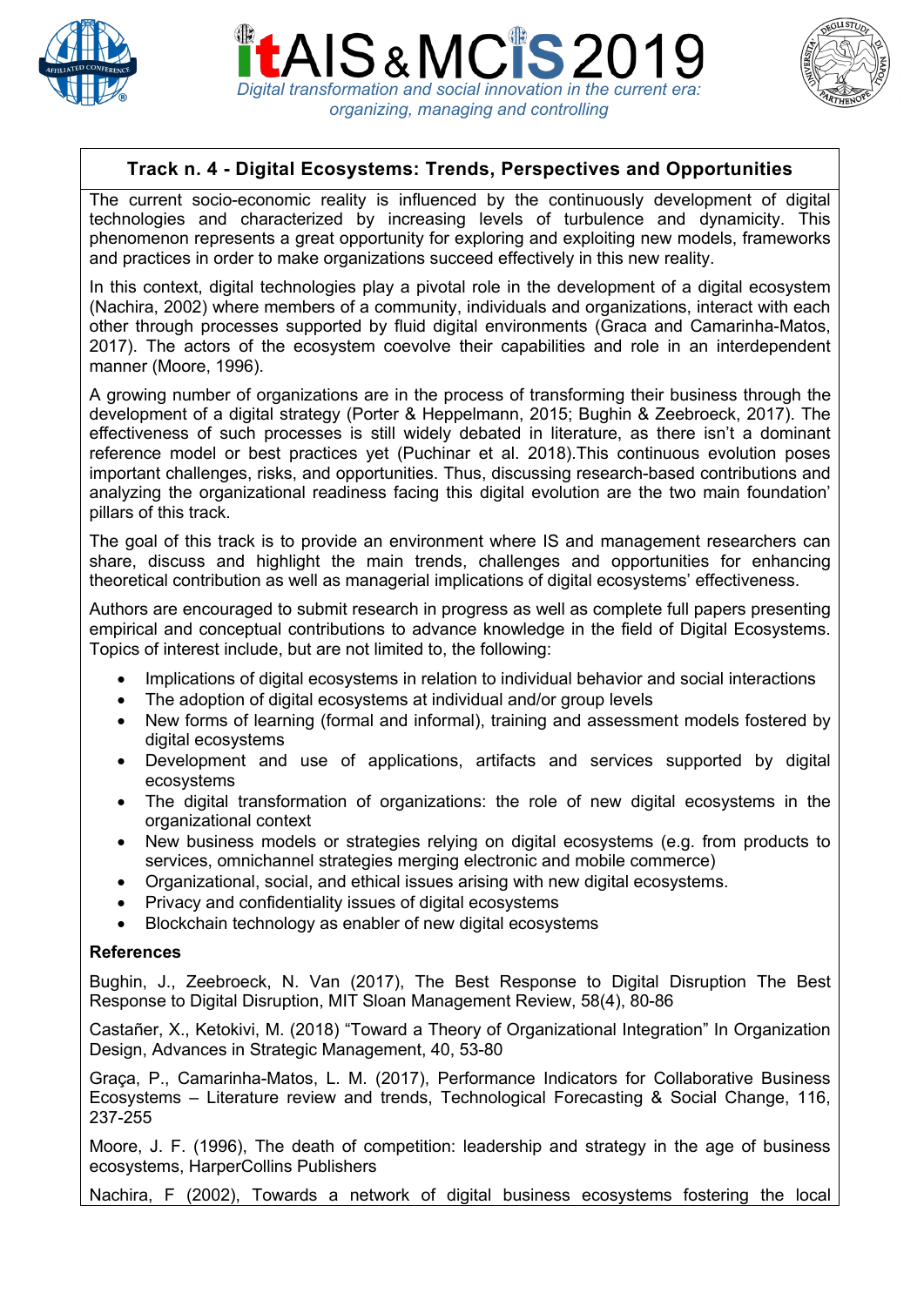# itAIS & MCIS 2019

*Digital transformation and social innovation in the current era: organizing, managing and controlling*

## Track n. 4 - Digital Ecosystems: Trends, Perspectives and Opportunities

The current socio-economic reality is influenced by the continuously development of digital technologies and characterized by increasing levels of turbulence and dynamicity. This phenomenon represents a great opportunity for exploring and exploiting new models, frameworks and practices in order to make organizations succeed effectively in this new reality.

In this context, digital technologies play a pivotal role in the development of a digital ecosystem (Nachira, 2002) where members of a community, individuals and organizations, interact with each other through processes supported by fluid digital environments (Graca and Camarinha-Matos, 2017). The actors of the ecosystem coevolve their capabilities and role in an interdependent manner (Moore, 1996).

A growing number of organizations are in the process of transforming their business through the development of a digital strategy (Porter & Heppelmann, 2015; Bughin & Zeebroeck, 2017). The effectiveness of such processes is still widely debated in literature, as there isn't a dominant reference model or best practices yet (Puchinar et al. 2018).This continuous evolution poses important challenges, risks, and opportunities. Thus, discussing research-based contributions and analyzing the organizational readiness facing this digital evolution are the two main foundation' pillars of this track.

The goal of this track is to provide an environment where IS and management researchers can share, discuss and highlight the main trends, challenges and opportunities for enhancing theoretical contribution as well as managerial implications of digital ecosystems' effectiveness.

Authors are encouraged to submit research in progress as well as complete full papers presenting empirical and conceptual contributions to advance knowledge in the field of Digital Ecosystems. Topics of interest include, but are not limited to, the following:

- Implications of digital ecosystems in relation to individual behavior and social interactions
- The adoption of digital ecosystems at individual and/or group levels
- New forms of learning (formal and informal), training and assessment models fostered by digital ecosystems
- Development and use of applications, artifacts and services supported by digital ecosystems
- The digital transformation of organizations: the role of new digital ecosystems in the organizational context
- New business models or strategies relying on digital ecosystems (e.g. from products to services, omnichannel strategies merging electronic and mobile commerce)
- Organizational, social, and ethical issues arising with new digital ecosystems.
- Privacy and confidentiality issues of digital ecosystems
- Blockchain technology as enabler of new digital ecosystems

**References**

Bughin, J., Zeebroeck, N. Van (2017), The Best Response to Digital Disruption The Best Response to Digital Disruption, MIT Sloan Management Review, 58(4), 80-86

Castañer, X., Ketokivi, M. (2018) "Toward a Theory of Organizational Integration" In Organization Design, Advances in Strategic Management, 40, 53-80

Graça, P., Camarinha-Matos, L. M. (2017), Performance Indicators for Collaborative Business Ecosystems – Literature review and trends, Technological Forecasting & Social Change, 116, 237-255

Moore, J. F. (1996), The death of competition: leadership and strategy in the age of business ecosystems, HarperCollins Publishers

Nachira, F (2002), Towards a network of digital business ecosystems fostering the local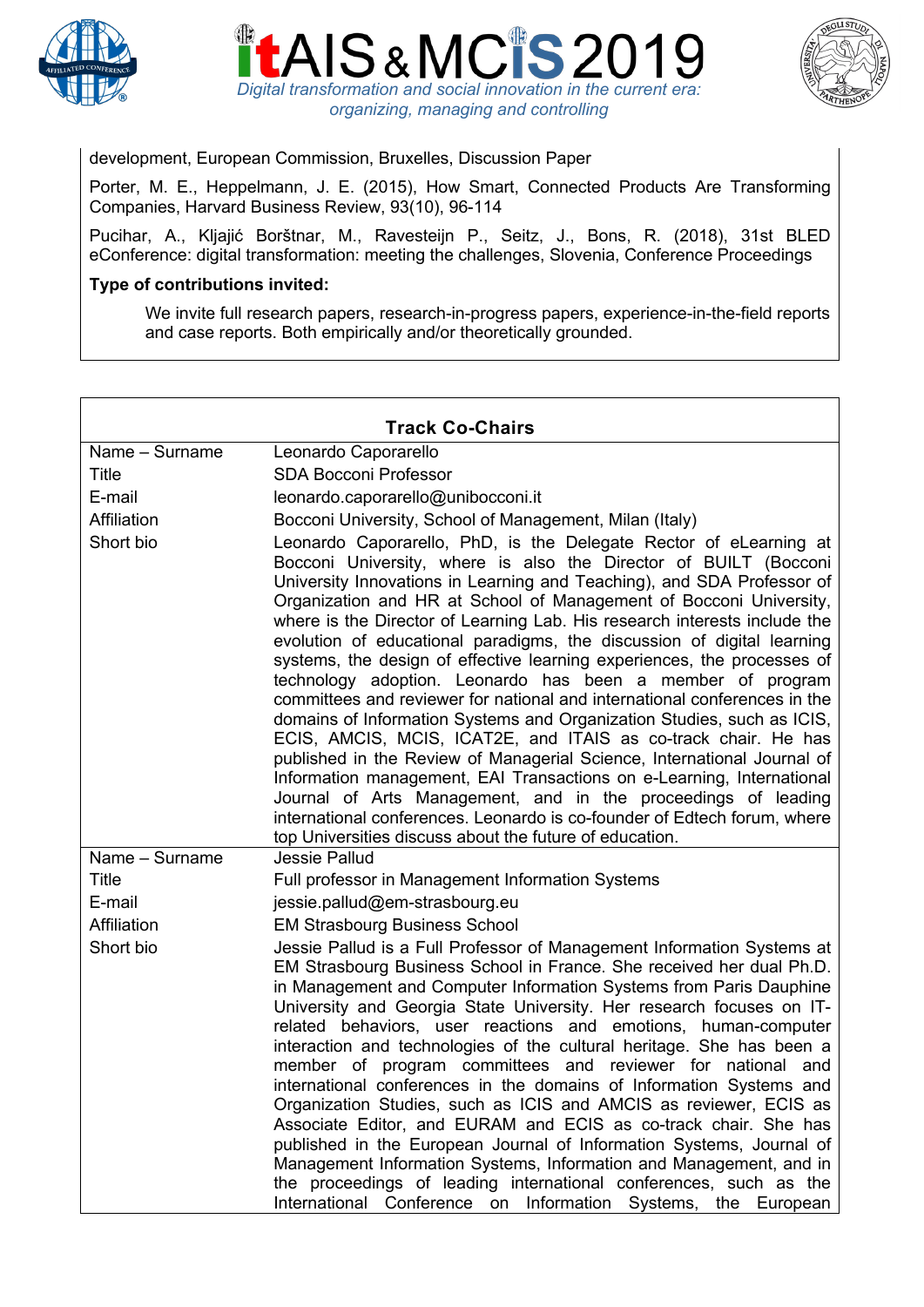development, European Commission, Bruxelles, Discussion Paper

Porter, M. E., Heppelmann, J. E. (2015), How Smart, Connected Products Are Transforming Companies, Harvard Business Review, 93(10), 96-114

Pucihar, A., Kljajić Borštnar, M., Ravesteijn P., Seitz, J., Bons, R. (2018), 31st BLED eConference: digital transformation: meeting the challenges, Slovenia, Conference Proceedings

**Type of contributions invited:**

We invite full research papers, research-in-progress papers, experience-in-the-field reports and case reports. Both empirically and/or theoretically grounded.

| **Track Co-Chairs** | |
|---|---|
| Name – Surname | Leonardo Caporarello |
| Title | SDA Bocconi Professor |
| E-mail | leonardo.caporarello@unibocconi.it |
| Affiliation | Bocconi University, School of Management, Milan (Italy) |
| Short bio | Leonardo Caporarello, PhD, is the Delegate Rector of eLearning at Bocconi University, where is also the Director of BUILT (Bocconi University Innovations in Learning and Teaching), and SDA Professor of Organization and HR at School of Management of Bocconi University, where is the Director of Learning Lab. His research interests include the evolution of educational paradigms, the discussion of digital learning systems, the design of effective learning experiences, the processes of technology adoption. Leonardo has been a member of program committees and reviewer for national and international conferences in the domains of Information Systems and Organization Studies, such as ICIS, ECIS, AMCIS, MCIS, ICAT2E, and ITAIS as co-track chair. He has published in the Review of Managerial Science, International Journal of Information management, EAI Transactions on e-Learning, International Journal of Arts Management, and in the proceedings of leading international conferences. Leonardo is co-founder of Edtech forum, where top Universities discuss about the future of education. |
| Name – Surname | Jessie Pallud |
| Title | Full professor in Management Information Systems |
| E-mail | jessie.pallud@em-strasbourg.eu |
| Affiliation | EM Strasbourg Business School |
| Short bio | Jessie Pallud is a Full Professor of Management Information Systems at EM Strasbourg Business School in France. She received her dual Ph.D. in Management and Computer Information Systems from Paris Dauphine University and Georgia State University. Her research focuses on IT-related behaviors, user reactions and emotions, human-computer interaction and technologies of the cultural heritage. She has been a member of program committees and reviewer for national and international conferences in the domains of Information Systems and Organization Studies, such as ICIS and AMCIS as reviewer, ECIS as Associate Editor, and EURAM and ECIS as co-track chair. She has published in the European Journal of Information Systems, Journal of Management Information Systems, Information and Management, and in the proceedings of leading international conferences, such as the International Conference on Information Systems, the European |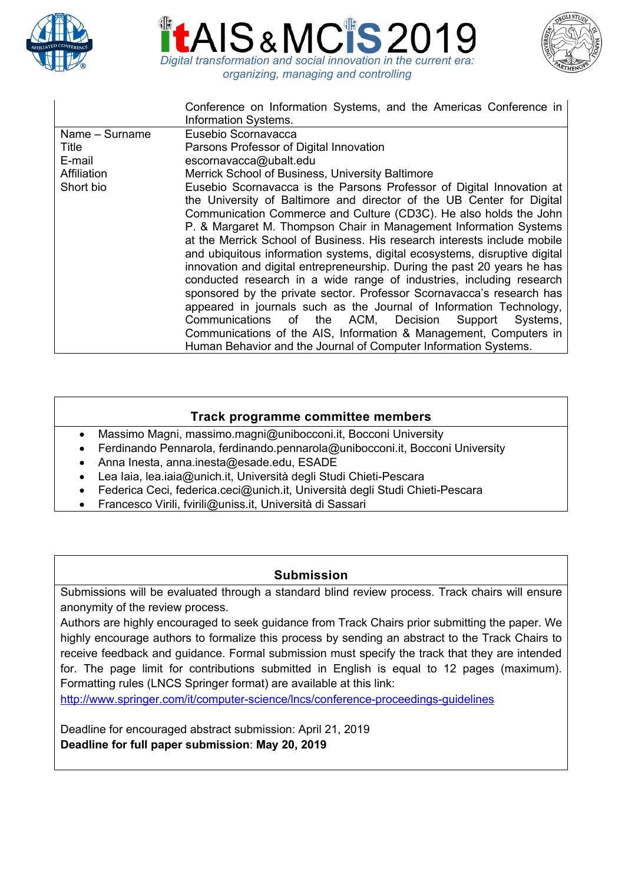| | |
|---|---|
| | Conference on Information Systems, and the Americas Conference in Information Systems. |
| Name – Surname | Eusebio Scornavacca |
| Title | Parsons Professor of Digital Innovation |
| E-mail | escornavacca@ubalt.edu |
| Affiliation | Merrick School of Business, University Baltimore |
| Short bio | Eusebio Scornavacca is the Parsons Professor of Digital Innovation at the University of Baltimore and director of the UB Center for Digital Communication Commerce and Culture (CD3C). He also holds the John P. & Margaret M. Thompson Chair in Management Information Systems at the Merrick School of Business. His research interests include mobile and ubiquitous information systems, digital ecosystems, disruptive digital innovation and digital entrepreneurship. During the past 20 years he has conducted research in a wide range of industries, including research sponsored by the private sector. Professor Scornavacca's research has appeared in journals such as the Journal of Information Technology, Communications of the ACM, Decision Support Systems, Communications of the AIS, Information & Management, Computers in Human Behavior and the Journal of Computer Information Systems. |

## Track programme committee members

- Massimo Magni, massimo.magni@unibocconi.it, Bocconi University
- Ferdinando Pennarola, ferdinando.pennarola@unibocconi.it, Bocconi University
- Anna Inesta, anna.inesta@esade.edu, ESADE
- Lea Iaia, lea.iaia@unich.it, Università degli Studi Chieti-Pescara
- Federica Ceci, federica.ceci@unich.it, Università degli Studi Chieti-Pescara
- Francesco Virili, fvirili@uniss.it, Università di Sassari

## Submission

Submissions will be evaluated through a standard blind review process. Track chairs will ensure anonymity of the review process.

Authors are highly encouraged to seek guidance from Track Chairs prior submitting the paper. We highly encourage authors to formalize this process by sending an abstract to the Track Chairs to receive feedback and guidance. Formal submission must specify the track that they are intended for. The page limit for contributions submitted in English is equal to 12 pages (maximum). Formatting rules (LNCS Springer format) are available at this link:

http://www.springer.com/it/computer-science/lncs/conference-proceedings-guidelines

Deadline for encouraged abstract submission: April 21, 2019

**Deadline for full paper submission**: **May 20, 2019**